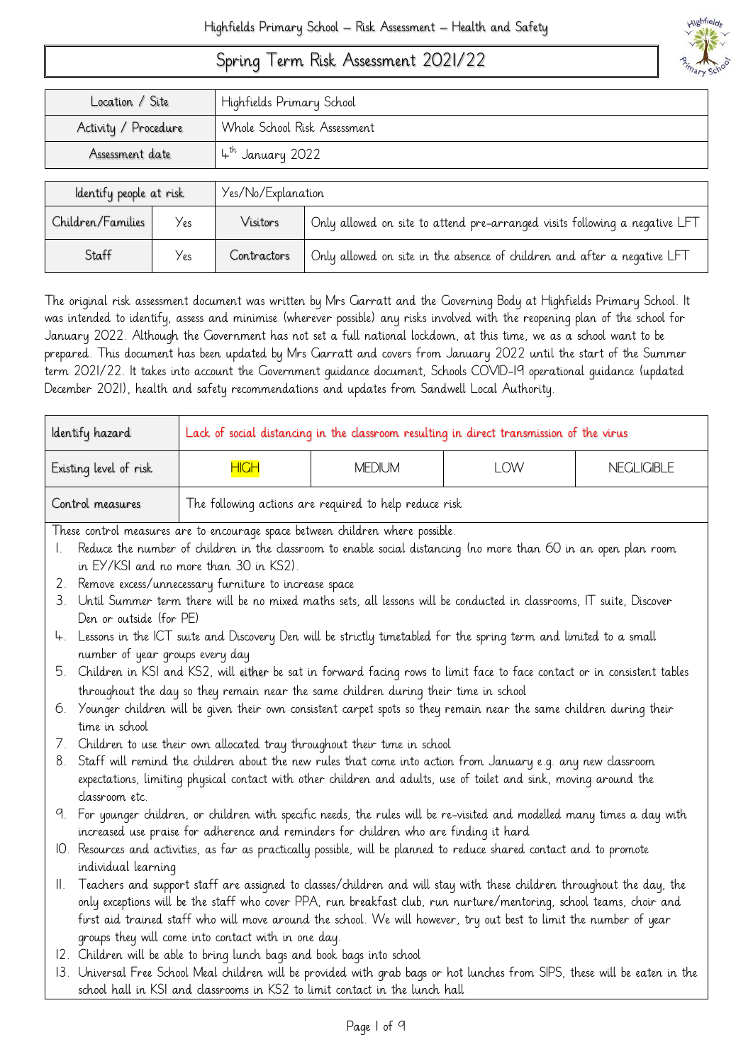# Spring Term Risk Assessment 2021/22

| Location / Site | Highfields Primary School |
|---|---|
| Activity / Procedure | Whole School Risk Assessment |
| Assessment date | 4th January 2022 |

| Identify people at risk | | Yes/No/Explanation | |
|---|---|---|---|
| Children/Families | Yes | Visitors | Only allowed on site to attend pre-arranged visits following a negative LFT |
| Staff | Yes | Contractors | Only allowed on site in the absence of children and after a negative LFT |

The original risk assessment document was written by Mrs Garratt and the Governing Body at Highfields Primary School. It was intended to identify, assess and minimise (wherever possible) any risks involved with the reopening plan of the school for January 2022. Although the Government has not set a full national lockdown, at this time, we as a school want to be prepared. This document has been updated by Mrs Garratt and covers from January 2022 until the start of the Summer term 2021/22. It takes into account the Government guidance document, Schools COVID-19 operational guidance (updated December 2021), health and safety recommendations and updates from Sandwell Local Authority.

| Identify hazard | Lack of social distancing in the classroom resulting in direct transmission of the virus | | | |
|---|---|---|---|---|
| Existing level of risk | **HIGH** | MEDIUM | LOW | NEGLIGIBLE |
| Control measures | The following actions are required to help reduce risk | | | |

These control measures are to encourage space between children where possible.

1. Reduce the number of children in the classroom to enable social distancing (no more than 60 in an open plan room in EY/KS1 and no more than 30 in KS2).
2. Remove excess/unnecessary furniture to increase space
3. Until Summer term there will be no mixed maths sets, all lessons will be conducted in classrooms, IT suite, Discover Den or outside (for PE)
4. Lessons in the ICT suite and Discovery Den will be strictly timetabled for the spring term and limited to a small number of year groups every day
5. Children in KS1 and KS2, will either be sat in forward facing rows to limit face to face contact or in consistent tables throughout the day so they remain near the same children during their time in school
6. Younger children will be given their own consistent carpet spots so they remain near the same children during their time in school
7. Children to use their own allocated tray throughout their time in school
8. Staff will remind the children about the new rules that come into action from January e.g. any new classroom expectations, limiting physical contact with other children and adults, use of toilet and sink, moving around the classroom etc.
9. For younger children, or children with specific needs, the rules will be re-visited and modelled many times a day with increased use praise for adherence and reminders for children who are finding it hard
10. Resources and activities, as far as practically possible, will be planned to reduce shared contact and to promote individual learning
11. Teachers and support staff are assigned to classes/children and will stay with these children throughout the day, the only exceptions will be the staff who cover PPA, run breakfast club, run nurture/mentoring, school teams, choir and first aid trained staff who will move around the school. We will however, try out best to limit the number of year groups they will come into contact with in one day.
12. Children will be able to bring lunch bags and book bags into school
13. Universal Free School Meal children will be provided with grab bags or hot lunches from SIPS, these will be eaten in the school hall in KS1 and classrooms in KS2 to limit contact in the lunch hall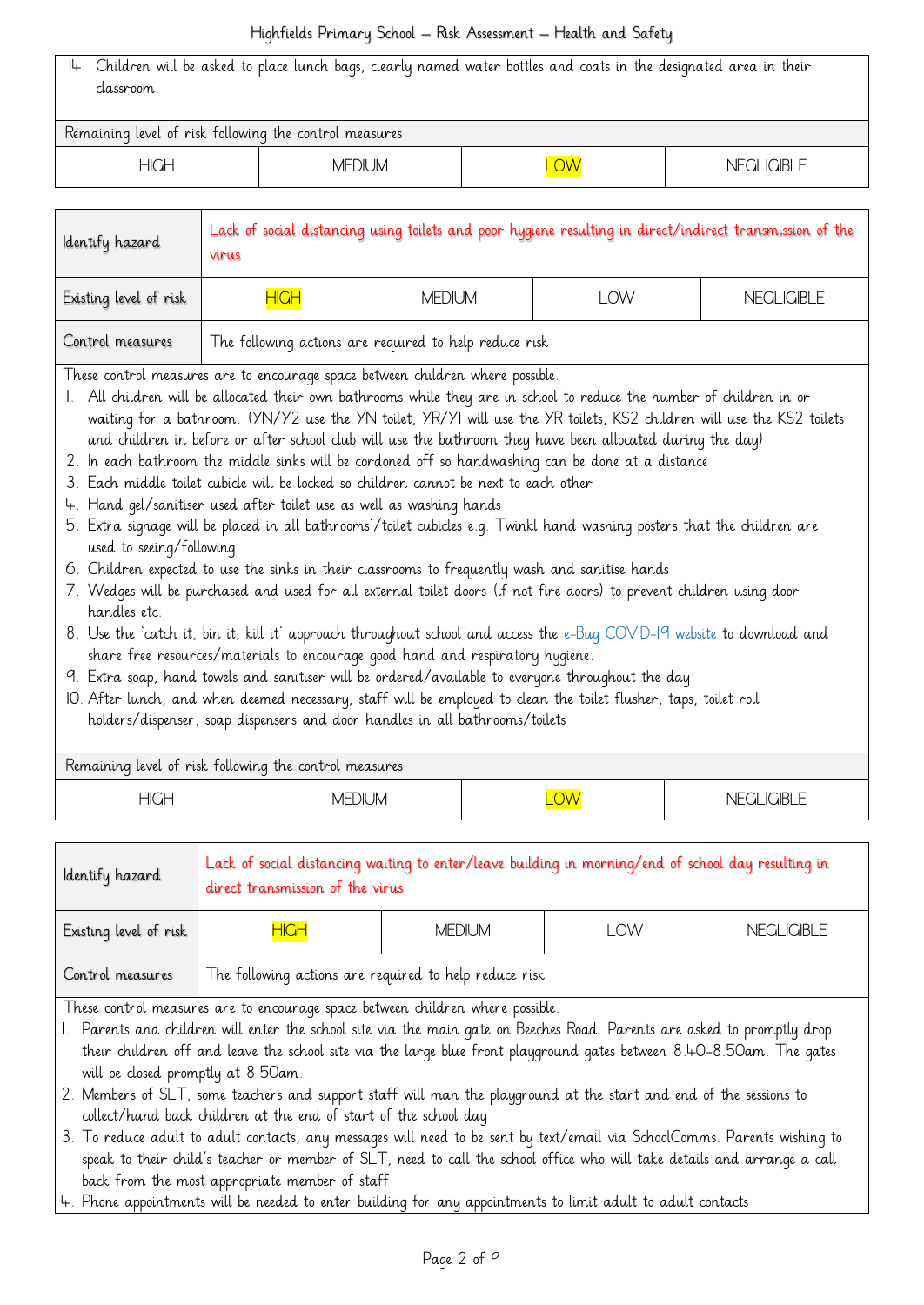14. Children will be asked to place lunch bags, clearly named water bottles and coats in the designated area in their classroom.

| Remaining level of risk following the control measures | | | |
|---|---|---|---|
| HIGH | MEDIUM | ==LOW== | NEGLIGIBLE |

| Identify hazard | Lack of social distancing using toilets and poor hygiene resulting in direct/indirect transmission of the virus | | | |
|---|---|---|---|---|
| Existing level of risk | ==HIGH== | MEDIUM | LOW | NEGLIGIBLE |
| Control measures | The following actions are required to help reduce risk | | | |

These control measures are to encourage space between children where possible.

1. All children will be allocated their own bathrooms while they are in school to reduce the number of children in or waiting for a bathroom. (YN/Y2 use the YN toilet, YR/Y1 will use the YR toilets, KS2 children will use the KS2 toilets and children in before or after school club will use the bathroom they have been allocated during the day)
2. In each bathroom the middle sinks will be cordoned off so handwashing can be done at a distance
3. Each middle toilet cubicle will be locked so children cannot be next to each other
4. Hand gel/sanitiser used after toilet use as well as washing hands
5. Extra signage will be placed in all bathrooms'/toilet cubicles e.g. Twinkl hand washing posters that the children are used to seeing/following
6. Children expected to use the sinks in their classrooms to frequently wash and sanitise hands
7. Wedges will be purchased and used for all external toilet doors (if not fire doors) to prevent children using door handles etc.
8. Use the 'catch it, bin it, kill it' approach throughout school and access the e-Bug COVID-19 website to download and share free resources/materials to encourage good hand and respiratory hygiene.
9. Extra soap, hand towels and sanitiser will be ordered/available to everyone throughout the day
10. After lunch, and when deemed necessary, staff will be employed to clean the toilet flusher, taps, toilet roll holders/dispenser, soap dispensers and door handles in all bathrooms/toilets

| Remaining level of risk following the control measures | | | |
|---|---|---|---|
| HIGH | MEDIUM | ==LOW== | NEGLIGIBLE |

| Identify hazard | Lack of social distancing waiting to enter/leave building in morning/end of school day resulting in direct transmission of the virus | | | |
|---|---|---|---|---|
| Existing level of risk | ==HIGH== | MEDIUM | LOW | NEGLIGIBLE |
| Control measures | The following actions are required to help reduce risk | | | |

These control measures are to encourage space between children where possible.

1. Parents and children will enter the school site via the main gate on Beeches Road. Parents are asked to promptly drop their children off and leave the school site via the large blue front playground gates between 8.40-8.50am. The gates will be closed promptly at 8.50am.
2. Members of SLT, some teachers and support staff will man the playground at the start and end of the sessions to collect/hand back children at the end of start of the school day
3. To reduce adult to adult contacts, any messages will need to be sent by text/email via SchoolComms. Parents wishing to speak to their child's teacher or member of SLT, need to call the school office who will take details and arrange a call back from the most appropriate member of staff
4. Phone appointments will be needed to enter building for any appointments to limit adult to adult contacts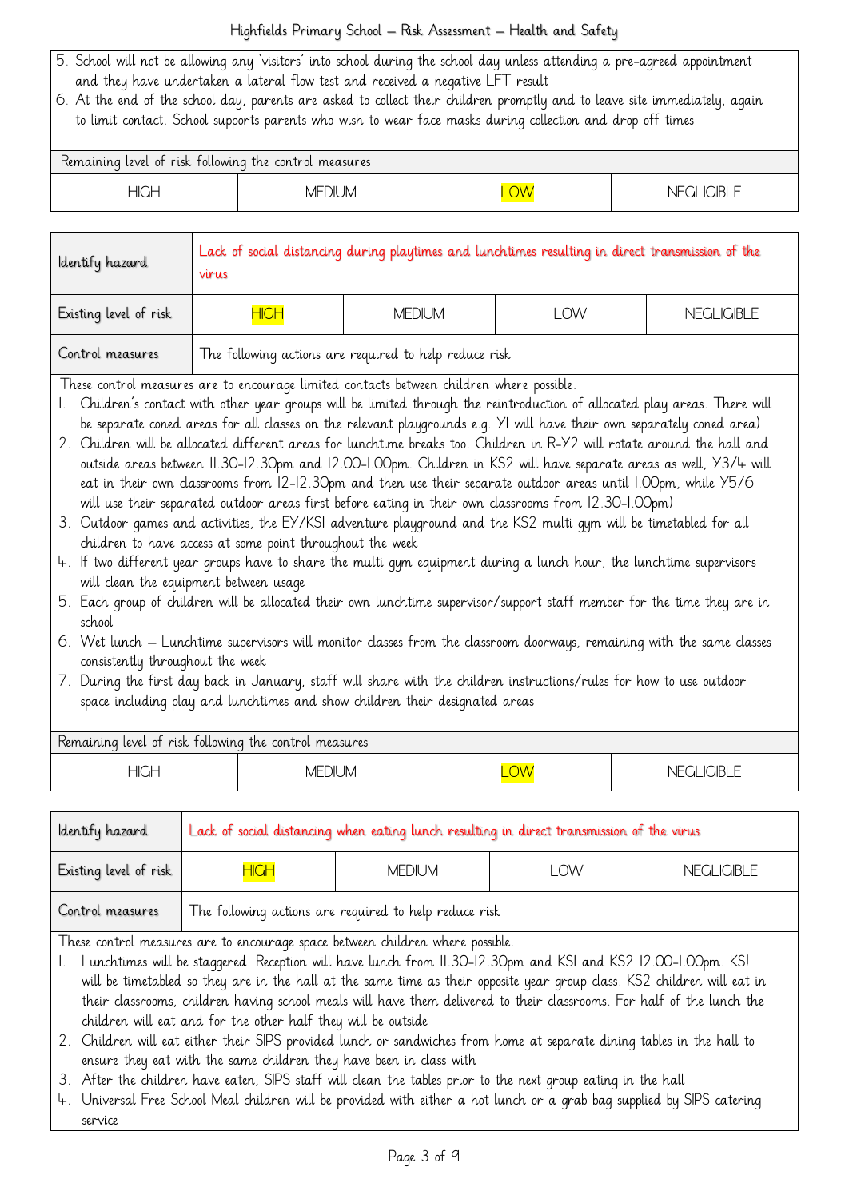5. School will not be allowing any 'visitors' into school during the school day unless attending a pre-agreed appointment and they have undertaken a lateral flow test and received a negative LFT result
6. At the end of the school day, parents are asked to collect their children promptly and to leave site immediately, again to limit contact. School supports parents who wish to wear face masks during collection and drop off times

| Remaining level of risk following the control measures | | | |
|---|---|---|---|
| HIGH | MEDIUM | **LOW** | NEGLIGIBLE |

| Identify hazard | Lack of social distancing during playtimes and lunchtimes resulting in direct transmission of the virus | | | |
|---|---|---|---|---|
| Existing level of risk | **HIGH** | MEDIUM | LOW | NEGLIGIBLE |
| Control measures | The following actions are required to help reduce risk | | | |

These control measures are to encourage limited contacts between children where possible.

1. Children's contact with other year groups will be limited through the reintroduction of allocated play areas. There will be separate coned areas for all classes on the relevant playgrounds e.g. Y1 will have their own separately coned area)
2. Children will be allocated different areas for lunchtime breaks too. Children in R-Y2 will rotate around the hall and outside areas between 11.30-12.30pm and 12.00-1.00pm. Children in KS2 will have separate areas as well, Y3/4 will eat in their own classrooms from 12-12.30pm and then use their separate outdoor areas until 1.00pm, while Y5/6 will use their separated outdoor areas first before eating in their own classrooms from 12.30-1.00pm)
3. Outdoor games and activities, the EY/KS1 adventure playground and the KS2 multi gym will be timetabled for all children to have access at some point throughout the week
4. If two different year groups have to share the multi gym equipment during a lunch hour, the lunchtime supervisors will clean the equipment between usage
5. Each group of children will be allocated their own lunchtime supervisor/support staff member for the time they are in school
6. Wet lunch – Lunchtime supervisors will monitor classes from the classroom doorways, remaining with the same classes consistently throughout the week
7. During the first day back in January, staff will share with the children instructions/rules for how to use outdoor space including play and lunchtimes and show children their designated areas

| Remaining level of risk following the control measures | | | |
|---|---|---|---|
| HIGH | MEDIUM | **LOW** | NEGLIGIBLE |

| Identify hazard | Lack of social distancing when eating lunch resulting in direct transmission of the virus | | | |
|---|---|---|---|---|
| Existing level of risk | **HIGH** | MEDIUM | LOW | NEGLIGIBLE |
| Control measures | The following actions are required to help reduce risk | | | |

These control measures are to encourage space between children where possible.

1. Lunchtimes will be staggered. Reception will have lunch from 11.30-12.30pm and KS1 and KS2 12.00-1.00pm. KS1 will be timetabled so they are in the hall at the same time as their opposite year group class. KS2 children will eat in their classrooms, children having school meals will have them delivered to their classrooms. For half of the lunch the children will eat and for the other half they will be outside
2. Children will eat either their SIPS provided lunch or sandwiches from home at separate dining tables in the hall to ensure they eat with the same children they have been in class with
3. After the children have eaten, SIPS staff will clean the tables prior to the next group eating in the hall
4. Universal Free School Meal children will be provided with either a hot lunch or a grab bag supplied by SIPS catering service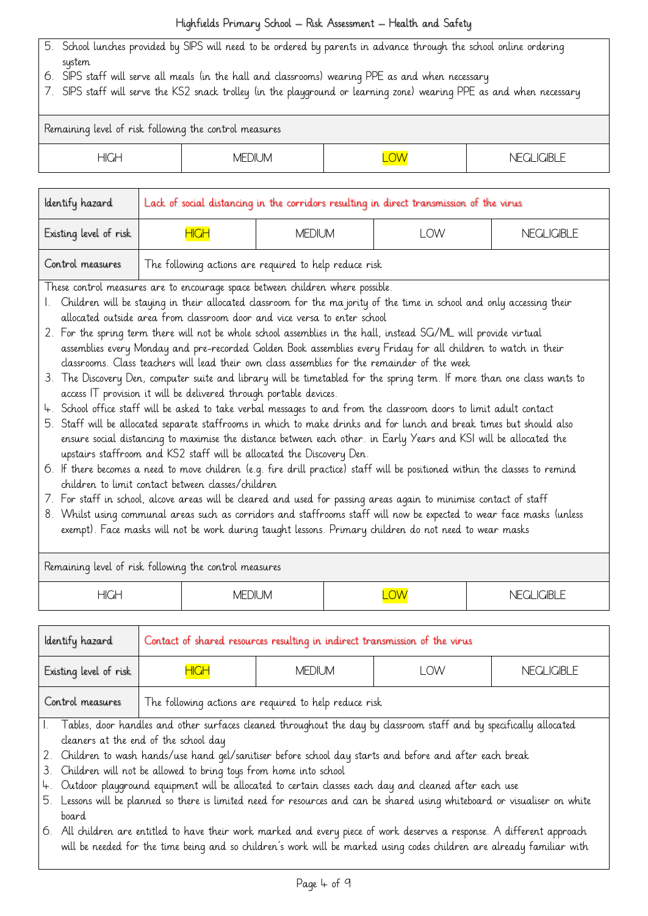5. School lunches provided by SIPS will need to be ordered by parents in advance through the school online ordering system
6. SIPS staff will serve all meals (in the hall and classrooms) wearing PPE as and when necessary
7. SIPS staff will serve the KS2 snack trolley (in the playground or learning zone) wearing PPE as and when necessary

| Remaining level of risk following the control measures | | | |
|---|---|---|---|
| HIGH | MEDIUM | **LOW** | NEGLIGIBLE |

| Identify hazard | Lack of social distancing in the corridors resulting in direct transmission of the virus | | | |
|---|---|---|---|---|
| Existing level of risk | **HIGH** | MEDIUM | LOW | NEGLIGIBLE |
| Control measures | The following actions are required to help reduce risk | | | |

These control measures are to encourage space between children where possible.

1. Children will be staying in their allocated classroom for the majority of the time in school and only accessing their allocated outside area from classroom door and vice versa to enter school
2. For the spring term there will not be whole school assemblies in the hall, instead SG/ML will provide virtual assemblies every Monday and pre-recorded Golden Book assemblies every Friday for all children to watch in their classrooms. Class teachers will lead their own class assemblies for the remainder of the week
3. The Discovery Den, computer suite and library will be timetabled for the spring term. If more than one class wants to access IT provision it will be delivered through portable devices.
4. School office staff will be asked to take verbal messages to and from the classroom doors to limit adult contact
5. Staff will be allocated separate staffrooms in which to make drinks and for lunch and break times but should also ensure social distancing to maximise the distance between each other. in Early Years and KS1 will be allocated the upstairs staffroom and KS2 staff will be allocated the Discovery Den.
6. If there becomes a need to move children (e.g. fire drill practice) staff will be positioned within the classes to remind children to limit contact between classes/children
7. For staff in school, alcove areas will be cleared and used for passing areas again to minimise contact of staff
8. Whilst using communal areas such as corridors and staffrooms staff will now be expected to wear face masks (unless exempt). Face masks will not be work during taught lessons. Primary children do not need to wear masks

| Remaining level of risk following the control measures | | | |
|---|---|---|---|
| HIGH | MEDIUM | **LOW** | NEGLIGIBLE |

| Identify hazard | Contact of shared resources resulting in indirect transmission of the virus | | | |
|---|---|---|---|---|
| Existing level of risk | **HIGH** | MEDIUM | LOW | NEGLIGIBLE |
| Control measures | The following actions are required to help reduce risk | | | |

1. Tables, door handles and other surfaces cleaned throughout the day by classroom staff and by specifically allocated cleaners at the end of the school day
2. Children to wash hands/use hand gel/sanitiser before school day starts and before and after each break
3. Children will not be allowed to bring toys from home into school
4. Outdoor playground equipment will be allocated to certain classes each day and cleaned after each use
5. Lessons will be planned so there is limited need for resources and can be shared using whiteboard or visualiser on white board
6. All children are entitled to have their work marked and every piece of work deserves a response. A different approach will be needed for the time being and so children's work will be marked using codes children are already familiar with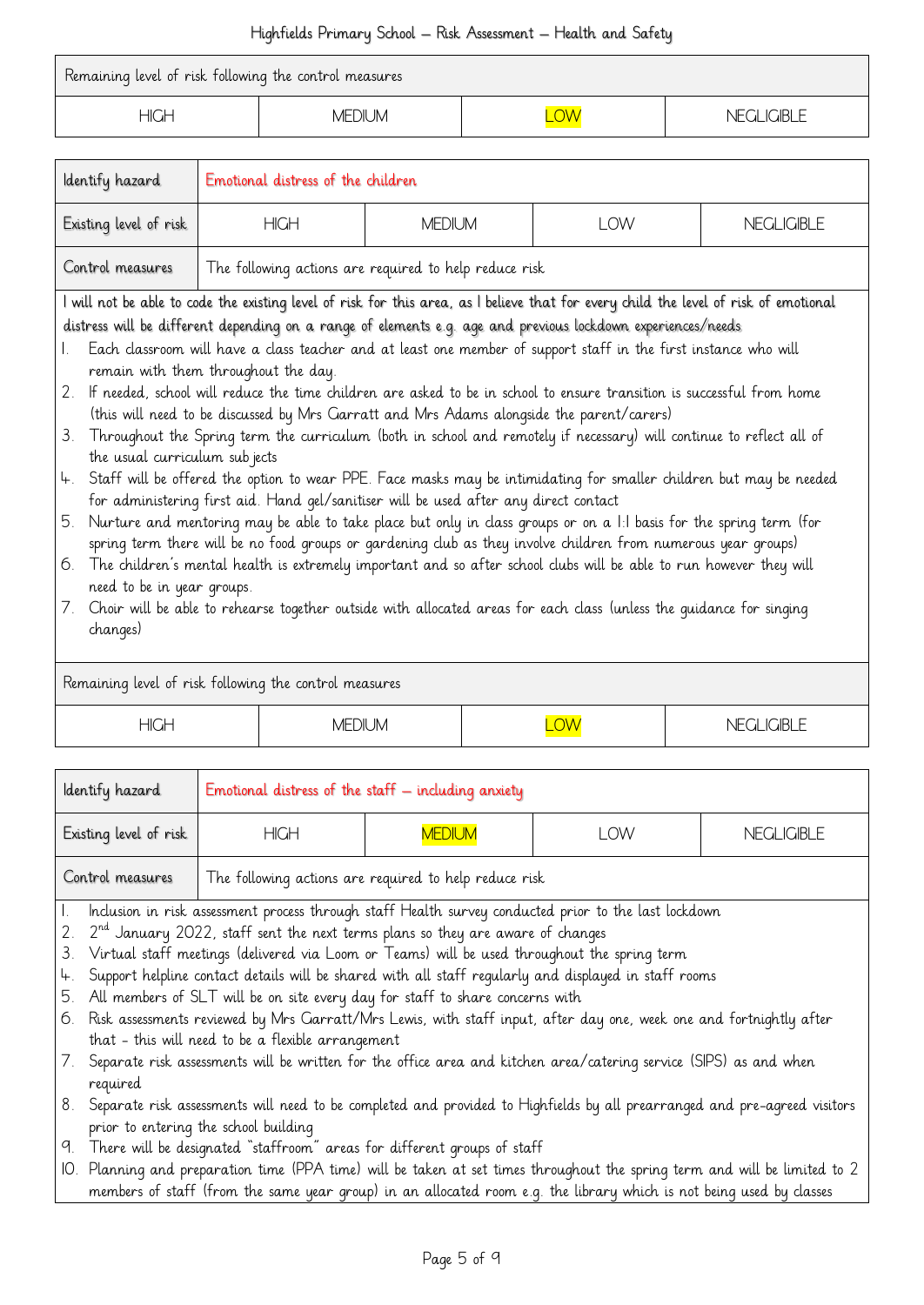| Remaining level of risk following the control measures | | | |
|---|---|---|---|
| HIGH | MEDIUM | **LOW** | NEGLIGIBLE |

| Identify hazard | Emotional distress of the children | | | |
|---|---|---|---|---|
| Existing level of risk | HIGH | MEDIUM | LOW | NEGLIGIBLE |
| Control measures | The following actions are required to help reduce risk | | | |

I will not be able to code the existing level of risk for this area, as I believe that for every child the level of risk of emotional distress will be different depending on a range of elements e.g. age and previous lockdown experiences/needs.

1. Each classroom will have a class teacher and at least one member of support staff in the first instance who will remain with them throughout the day.
2. If needed, school will reduce the time children are asked to be in school to ensure transition is successful from home (this will need to be discussed by Mrs Garratt and Mrs Adams alongside the parent/carers)
3. Throughout the Spring term the curriculum (both in school and remotely if necessary) will continue to reflect all of the usual curriculum subjects
4. Staff will be offered the option to wear PPE. Face masks may be intimidating for smaller children but may be needed for administering first aid. Hand gel/sanitiser will be used after any direct contact
5. Nurture and mentoring may be able to take place but only in class groups or on a 1:1 basis for the spring term (for spring term there will be no food groups or gardening club as they involve children from numerous year groups)
6. The children's mental health is extremely important and so after school clubs will be able to run however they will need to be in year groups.
7. Choir will be able to rehearse together outside with allocated areas for each class (unless the guidance for singing changes)

| Remaining level of risk following the control measures | | | |
|---|---|---|---|
| HIGH | MEDIUM | **LOW** | NEGLIGIBLE |

| Identify hazard | Emotional distress of the staff – including anxiety | | | |
|---|---|---|---|---|
| Existing level of risk | HIGH | **MEDIUM** | LOW | NEGLIGIBLE |
| Control measures | The following actions are required to help reduce risk | | | |

1. Inclusion in risk assessment process through staff Health survey conducted prior to the last lockdown
2. 2nd January 2022, staff sent the next terms plans so they are aware of changes
3. Virtual staff meetings (delivered via Loom or Teams) will be used throughout the spring term
4. Support helpline contact details will be shared with all staff regularly and displayed in staff rooms
5. All members of SLT will be on site every day for staff to share concerns with
6. Risk assessments reviewed by Mrs Garratt/Mrs Lewis, with staff input, after day one, week one and fortnightly after that - this will need to be a flexible arrangement
7. Separate risk assessments will be written for the office area and kitchen area/catering service (SIPS) as and when required
8. Separate risk assessments will need to be completed and provided to Highfields by all prearranged and pre-agreed visitors prior to entering the school building
9. There will be designated "staffroom" areas for different groups of staff
10. Planning and preparation time (PPA time) will be taken at set times throughout the spring term and will be limited to 2 members of staff (from the same year group) in an allocated room e.g. the library which is not being used by classes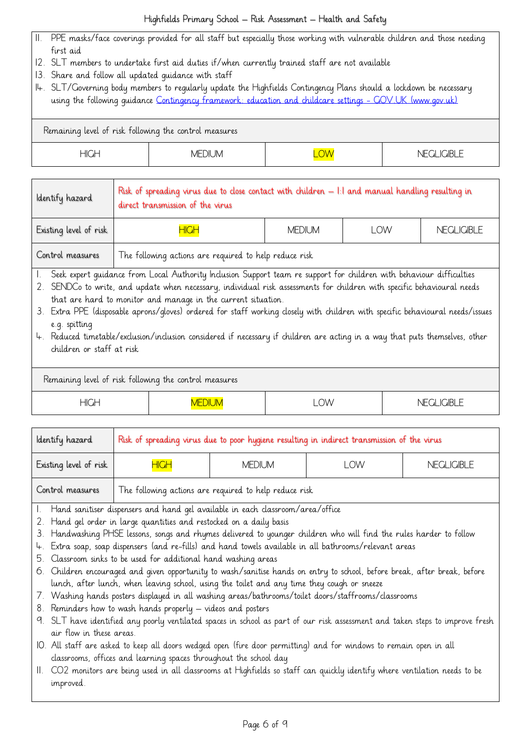11. PPE masks/face coverings provided for all staff but especially those working with vulnerable children and those needing first aid
12. SLT members to undertake first aid duties if/when currently trained staff are not available
13. Share and follow all updated guidance with staff
14. SLT/Governing body members to regularly update the Highfields Contingency Plans should a lockdown be necessary using the following guidance [Contingency framework: education and childcare settings - GOV.UK (www.gov.uk)]

| Remaining level of risk following the control measures | | | |
|---|---|---|---|
| HIGH | MEDIUM | ==LOW== | NEGLIGIBLE |

| Identify hazard | Risk of spreading virus due to close contact with children – 1:1 and manual handling resulting in direct transmission of the virus | | | |
|---|---|---|---|---|
| Existing level of risk | ==HIGH== | MEDIUM | LOW | NEGLIGIBLE |
| Control measures | The following actions are required to help reduce risk | | | |

1. Seek expert guidance from Local Authority Inclusion Support team re support for children with behaviour difficulties
2. SENDCo to write, and update when necessary, individual risk assessments for children with specific behavioural needs that are hard to monitor and manage in the current situation.
3. Extra PPE (disposable aprons/gloves) ordered for staff working closely with children with specific behavioural needs/issues e.g. spitting
4. Reduced timetable/exclusion/inclusion considered if necessary if children are acting in a way that puts themselves, other children or staff at risk

| Remaining level of risk following the control measures | | | |
|---|---|---|---|
| HIGH | ==MEDIUM== | LOW | NEGLIGIBLE |

| Identify hazard | Risk of spreading virus due to poor hygiene resulting in indirect transmission of the virus | | | |
|---|---|---|---|---|
| Existing level of risk | ==HIGH== | MEDIUM | LOW | NEGLIGIBLE |
| Control measures | The following actions are required to help reduce risk | | | |

1. Hand sanitiser dispensers and hand gel available in each classroom/area/office
2. Hand gel order in large quantities and restocked on a daily basis
3. Handwashing PHSE lessons, songs and rhymes delivered to younger children who will find the rules harder to follow
4. Extra soap, soap dispensers (and re-fills) and hand towels available in all bathrooms/relevant areas
5. Classroom sinks to be used for additional hand washing areas
6. Children encouraged and given opportunity to wash/sanitise hands on entry to school, before break, after break, before lunch, after lunch, when leaving school, using the toilet and any time they cough or sneeze
7. Washing hands posters displayed in all washing areas/bathrooms/toilet doors/staffrooms/classrooms
8. Reminders how to wash hands properly – videos and posters
9. SLT have identified any poorly ventilated spaces in school as part of our risk assessment and taken steps to improve fresh air flow in these areas.
10. All staff are asked to keep all doors wedged open (fire door permitting) and for windows to remain open in all classrooms, offices and learning spaces throughout the school day
11. CO2 monitors are being used in all classrooms at Highfields so staff can quickly identify where ventilation needs to be improved.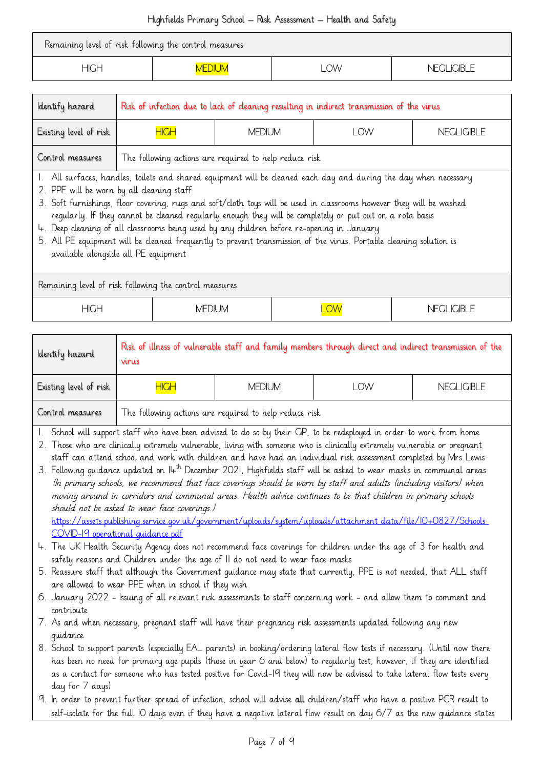| Remaining level of risk following the control measures | | | |
|---|---|---|---|
| HIGH | **MEDIUM** | LOW | NEGLIGIBLE |

| Identify hazard | Risk of infection due to lack of cleaning resulting in indirect transmission of the virus | | | |
|---|---|---|---|---|
| Existing level of risk | **HIGH** | MEDIUM | LOW | NEGLIGIBLE |
| Control measures | The following actions are required to help reduce risk | | | |

1. All surfaces, handles, toilets and shared equipment will be cleaned each day and during the day when necessary
2. PPE will be worn by all cleaning staff
3. Soft furnishings, floor covering, rugs and soft/cloth toys will be used in classrooms however they will be washed regularly. If they cannot be cleaned regularly enough they will be completely or put out on a rota basis
4. Deep cleaning of all classrooms being used by any children before re-opening in January
5. All PE equipment will be cleaned frequently to prevent transmission of the virus. Portable cleaning solution is available alongside all PE equipment

| Remaining level of risk following the control measures | | | |
|---|---|---|---|
| HIGH | MEDIUM | **LOW** | NEGLIGIBLE |

| Identify hazard | Risk of illness of vulnerable staff and family members through direct and indirect transmission of the virus | | | |
|---|---|---|---|---|
| Existing level of risk | **HIGH** | MEDIUM | LOW | NEGLIGIBLE |
| Control measures | The following actions are required to help reduce risk | | | |

1. School will support staff who have been advised to do so by their GP, to be redeployed in order to work from home
2. Those who are clinically extremely vulnerable, living with someone who is clinically extremely vulnerable or pregnant staff can attend school and work with children and have had an individual risk assessment completed by Mrs Lewis
3. Following guidance updated on 14th December 2021, Highfields staff will be asked to wear masks in communal areas *(In primary schools, we recommend that face coverings should be worn by staff and adults (including visitors) when moving around in corridors and communal areas. Health advice continues to be that children in primary schools should not be asked to wear face coverings.)* https://assets.publishing.service.gov.uk/government/uploads/system/uploads/attachment_data/file/1040827/Schools_COVID-19_operational_guidance.pdf
4. The UK Health Security Agency does not recommend face coverings for children under the age of 3 for health and safety reasons and Children under the age of 11 do not need to wear face masks
5. Reassure staff that although the Government guidance may state that currently, PPE is not needed, that ALL staff are allowed to wear PPE when in school if they wish
6. January 2022 - Issuing of all relevant risk assessments to staff concerning work - and allow them to comment and contribute
7. As and when necessary, pregnant staff will have their pregnancy risk assessments updated following any new guidance
8. School to support parents (especially EAL parents) in booking/ordering lateral flow tests if necessary. (Until now there has been no need for primary age pupils (those in year 6 and below) to regularly test, however, if they are identified as a contact for someone who has tested positive for Covid-19 they will now be advised to take lateral flow tests every day for 7 days)
9. In order to prevent further spread of infection, school will advise **all** children/staff who have a positive PCR result to self-isolate for the full 10 days even if they have a negative lateral flow result on day 6/7 as the new guidance states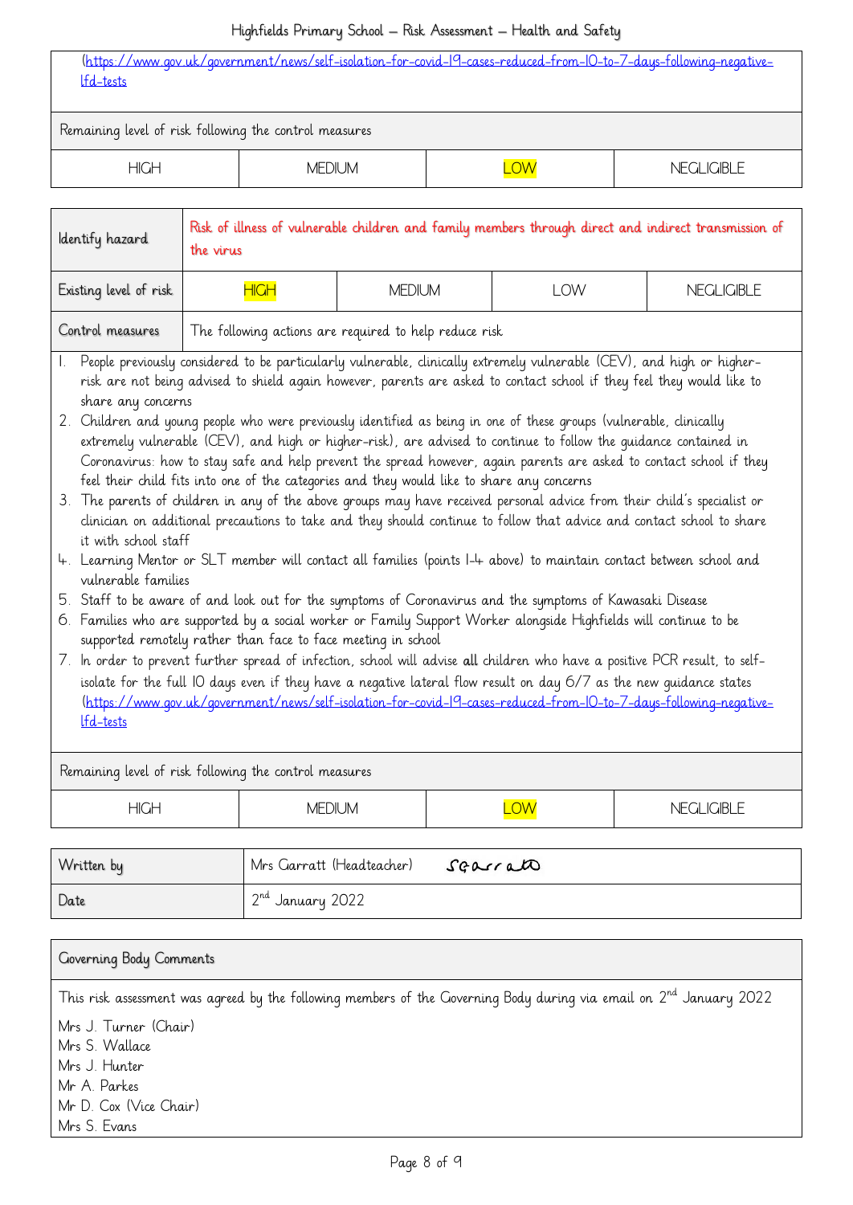(https://www.gov.uk/government/news/self-isolation-for-covid-19-cases-reduced-from-10-to-7-days-following-negative-lfd-tests

| Remaining level of risk following the control measures | | | |
|---|---|---|---|
| HIGH | MEDIUM | LOW | NEGLIGIBLE |

| Identify hazard | Risk of illness of vulnerable children and family members through direct and indirect transmission of the virus | | | |
|---|---|---|---|---|
| Existing level of risk | HIGH | MEDIUM | LOW | NEGLIGIBLE |
| Control measures | The following actions are required to help reduce risk | | | |

1. People previously considered to be particularly vulnerable, clinically extremely vulnerable (CEV), and high or higher-risk are not being advised to shield again however, parents are asked to contact school if they feel they would like to share any concerns
2. Children and young people who were previously identified as being in one of these groups (vulnerable, clinically extremely vulnerable (CEV), and high or higher-risk), are advised to continue to follow the guidance contained in Coronavirus: how to stay safe and help prevent the spread however, again parents are asked to contact school if they feel their child fits into one of the categories and they would like to share any concerns
3. The parents of children in any of the above groups may have received personal advice from their child's specialist or clinician on additional precautions to take and they should continue to follow that advice and contact school to share it with school staff
4. Learning Mentor or SLT member will contact all families (points 1-4 above) to maintain contact between school and vulnerable families
5. Staff to be aware of and look out for the symptoms of Coronavirus and the symptoms of Kawasaki Disease
6. Families who are supported by a social worker or Family Support Worker alongside Highfields will continue to be supported remotely rather than face to face meeting in school
7. In order to prevent further spread of infection, school will advise **all** children who have a positive PCR result, to self-isolate for the full 10 days even if they have a negative lateral flow result on day 6/7 as the new guidance states (https://www.gov.uk/government/news/self-isolation-for-covid-19-cases-reduced-from-10-to-7-days-following-negative-lfd-tests

| Remaining level of risk following the control measures | | | |
|---|---|---|---|
| HIGH | MEDIUM | LOW | NEGLIGIBLE |

| Written by | Mrs Garratt (Headteacher) SGarratt |
|---|---|
| Date | 2nd January 2022 |

| Governing Body Comments |
|---|
| This risk assessment was agreed by the following members of the Governing Body during via email on 2nd January 2022<br>Mrs J. Turner (Chair)<br>Mrs S. Wallace<br>Mrs J. Hunter<br>Mr A. Parkes<br>Mr D. Cox (Vice Chair)<br>Mrs S. Evans |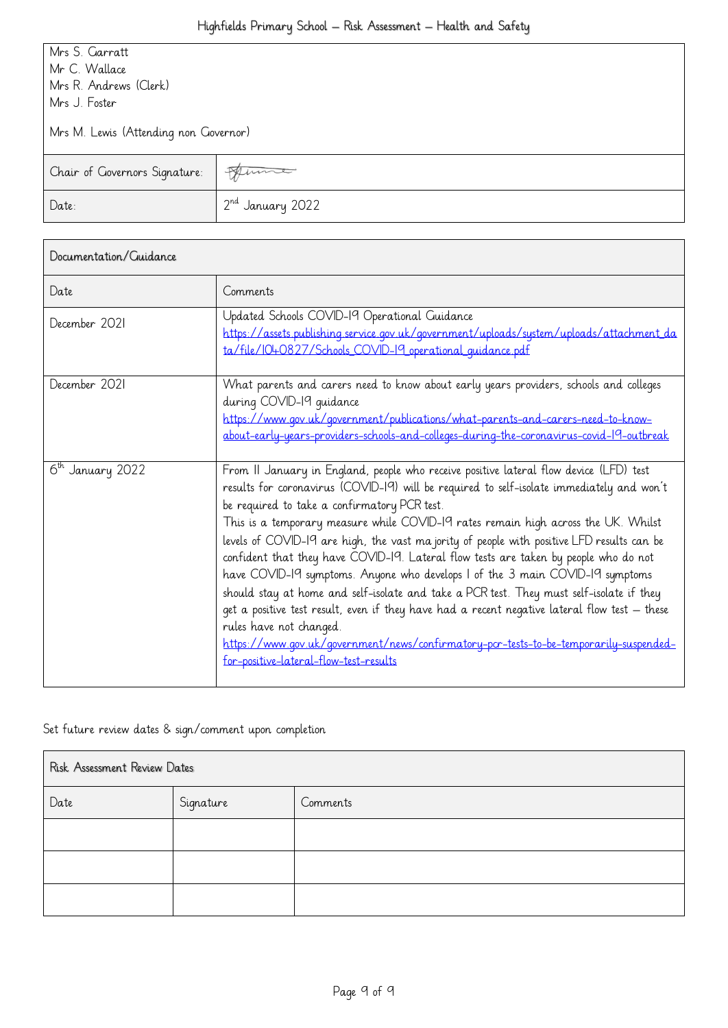| |
|---|
| Mrs S. Garratt<br>Mr C. Wallace<br>Mrs R. Andrews (Clerk)<br>Mrs J. Foster<br><br>Mrs M. Lewis (Attending non Governor) |

| Chair of Governors Signature: | |
|---|---|
| Date: | 2nd January 2022 |

| Documentation/Guidance | |
|---|---|
| Date | Comments |
| December 2021 | Updated Schools COVID-19 Operational Guidance<br>https://assets.publishing.service.gov.uk/government/uploads/system/uploads/attachment_data/file/1040827/Schools_COVID-19_operational_guidance.pdf |
| December 2021 | What parents and carers need to know about early years providers, schools and colleges during COVID-19 guidance<br>https://www.gov.uk/government/publications/what-parents-and-carers-need-to-know-about-early-years-providers-schools-and-colleges-during-the-coronavirus-covid-19-outbreak |
| 6th January 2022 | From 11 January in England, people who receive positive lateral flow device (LFD) test results for coronavirus (COVID-19) will be required to self-isolate immediately and won't be required to take a confirmatory PCR test.<br>This is a temporary measure while COVID-19 rates remain high across the UK. Whilst levels of COVID-19 are high, the vast majority of people with positive LFD results can be confident that they have COVID-19. Lateral flow tests are taken by people who do not have COVID-19 symptoms. Anyone who develops 1 of the 3 main COVID-19 symptoms should stay at home and self-isolate and take a PCR test. They must self-isolate if they get a positive test result, even if they have had a recent negative lateral flow test – these rules have not changed.<br>https://www.gov.uk/government/news/confirmatory-pcr-tests-to-be-temporarily-suspended-for-positive-lateral-flow-test-results |

Set future review dates & sign/comment upon completion

| Risk Assessment Review Dates | | |
|---|---|---|
| Date | Signature | Comments |
| | | |
| | | |
| | | |